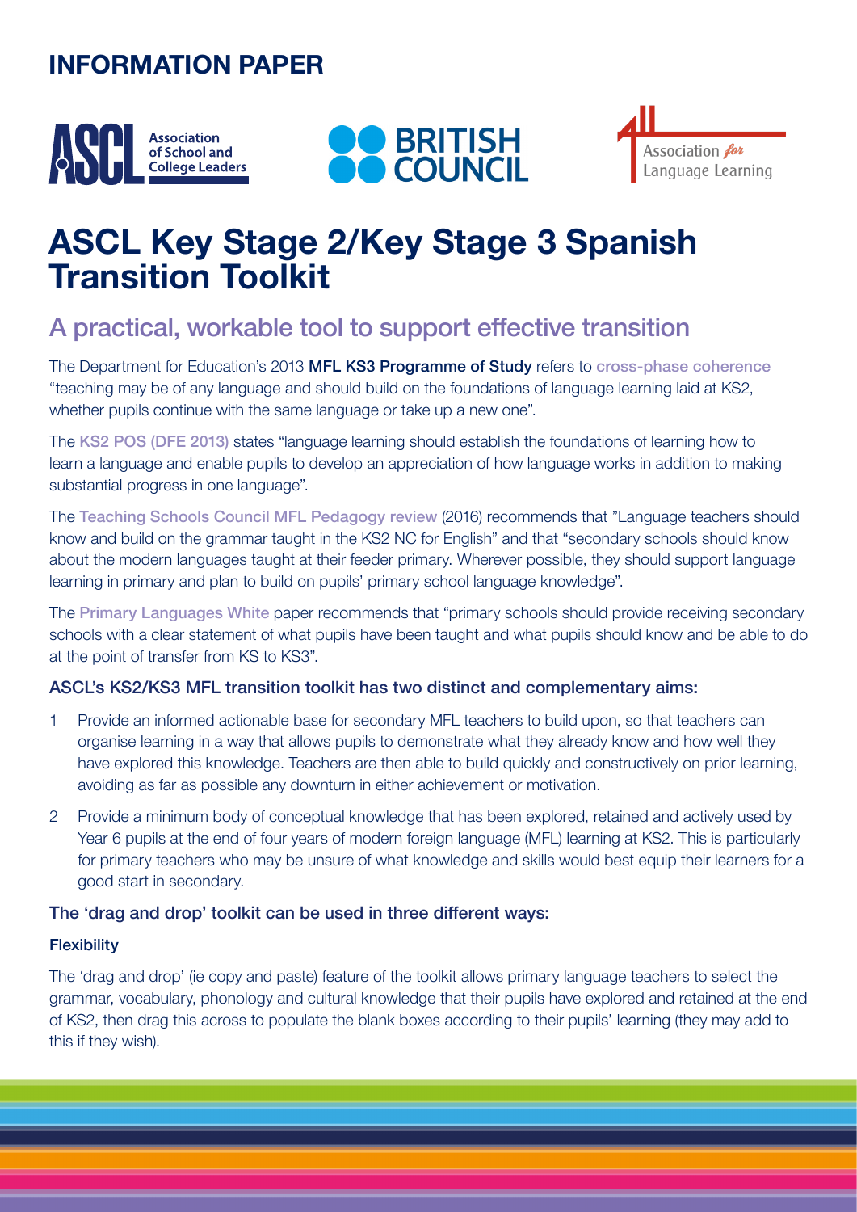# INFORMATION PAPER

Association of School and College Leaders

BRITISH COUNCIL

Association for Language Learning

# ASCL Key Stage 2/Key Stage 3 Spanish Transition Toolkit

## A practical, workable tool to support effective transition

The Department for Education's 2013 **MFL KS3 Programme of Study** refers to cross-phase coherence "teaching may be of any language and should build on the foundations of language learning laid at KS2, whether pupils continue with the same language or take up a new one".

The KS2 POS (DFE 2013) states "language learning should establish the foundations of learning how to learn a language and enable pupils to develop an appreciation of how language works in addition to making substantial progress in one language".

The Teaching Schools Council MFL Pedagogy review (2016) recommends that "Language teachers should know and build on the grammar taught in the KS2 NC for English" and that "secondary schools should know about the modern languages taught at their feeder primary. Wherever possible, they should support language learning in primary and plan to build on pupils' primary school language knowledge".

The Primary Languages White paper recommends that "primary schools should provide receiving secondary schools with a clear statement of what pupils have been taught and what pupils should know and be able to do at the point of transfer from KS to KS3".

### ASCL's KS2/KS3 MFL transition toolkit has two distinct and complementary aims:

1. Provide an informed actionable base for secondary MFL teachers to build upon, so that teachers can organise learning in a way that allows pupils to demonstrate what they already know and how well they have explored this knowledge. Teachers are then able to build quickly and constructively on prior learning, avoiding as far as possible any downturn in either achievement or motivation.
2. Provide a minimum body of conceptual knowledge that has been explored, retained and actively used by Year 6 pupils at the end of four years of modern foreign language (MFL) learning at KS2. This is particularly for primary teachers who may be unsure of what knowledge and skills would best equip their learners for a good start in secondary.

### The 'drag and drop' toolkit can be used in three different ways:

#### Flexibility

The 'drag and drop' (ie copy and paste) feature of the toolkit allows primary language teachers to select the grammar, vocabulary, phonology and cultural knowledge that their pupils have explored and retained at the end of KS2, then drag this across to populate the blank boxes according to their pupils' learning (they may add to this if they wish).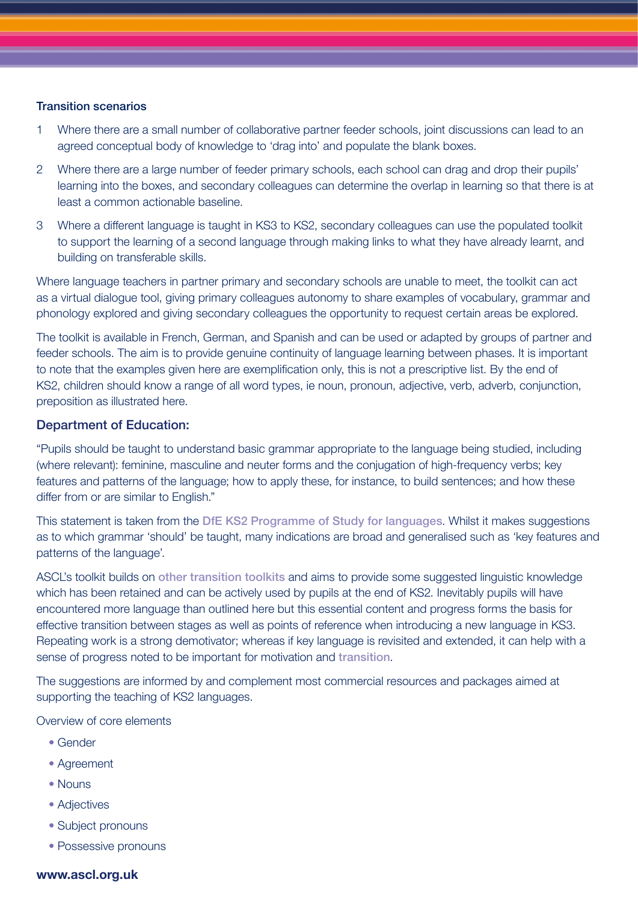### Transition scenarios

1. Where there are a small number of collaborative partner feeder schools, joint discussions can lead to an agreed conceptual body of knowledge to 'drag into' and populate the blank boxes.
2. Where there are a large number of feeder primary schools, each school can drag and drop their pupils' learning into the boxes, and secondary colleagues can determine the overlap in learning so that there is at least a common actionable baseline.
3. Where a different language is taught in KS3 to KS2, secondary colleagues can use the populated toolkit to support the learning of a second language through making links to what they have already learnt, and building on transferable skills.

Where language teachers in partner primary and secondary schools are unable to meet, the toolkit can act as a virtual dialogue tool, giving primary colleagues autonomy to share examples of vocabulary, grammar and phonology explored and giving secondary colleagues the opportunity to request certain areas be explored.

The toolkit is available in French, German, and Spanish and can be used or adapted by groups of partner and feeder schools. The aim is to provide genuine continuity of language learning between phases. It is important to note that the examples given here are exemplification only, this is not a prescriptive list. By the end of KS2, children should know a range of all word types, ie noun, pronoun, adjective, verb, adverb, conjunction, preposition as illustrated here.

### Department of Education:

"Pupils should be taught to understand basic grammar appropriate to the language being studied, including (where relevant): feminine, masculine and neuter forms and the conjugation of high-frequency verbs; key features and patterns of the language; how to apply these, for instance, to build sentences; and how these differ from or are similar to English."

This statement is taken from the DfE KS2 Programme of Study for languages. Whilst it makes suggestions as to which grammar 'should' be taught, many indications are broad and generalised such as 'key features and patterns of the language'.

ASCL's toolkit builds on other transition toolkits and aims to provide some suggested linguistic knowledge which has been retained and can be actively used by pupils at the end of KS2. Inevitably pupils will have encountered more language than outlined here but this essential content and progress forms the basis for effective transition between stages as well as points of reference when introducing a new language in KS3. Repeating work is a strong demotivator; whereas if key language is revisited and extended, it can help with a sense of progress noted to be important for motivation and transition.

The suggestions are informed by and complement most commercial resources and packages aimed at supporting the teaching of KS2 languages.

Overview of core elements

- Gender
- Agreement
- Nouns
- Adjectives
- Subject pronouns
- Possessive pronouns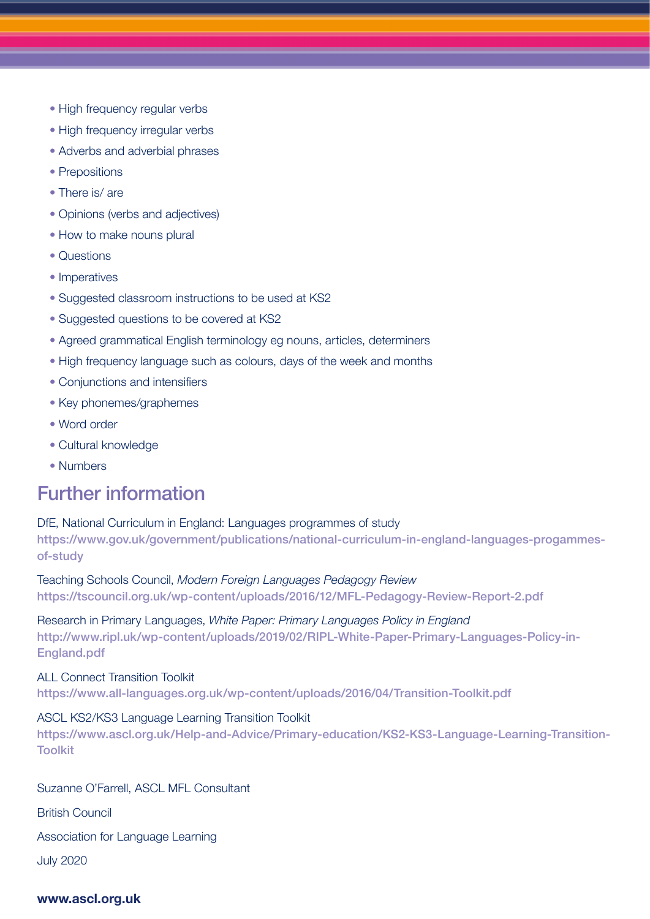- High frequency regular verbs
- High frequency irregular verbs
- Adverbs and adverbial phrases
- Prepositions
- There is/ are
- Opinions (verbs and adjectives)
- How to make nouns plural
- Questions
- Imperatives
- Suggested classroom instructions to be used at KS2
- Suggested questions to be covered at KS2
- Agreed grammatical English terminology eg nouns, articles, determiners
- High frequency language such as colours, days of the week and months
- Conjunctions and intensifiers
- Key phonemes/graphemes
- Word order
- Cultural knowledge
- Numbers

## Further information

DfE, National Curriculum in England: Languages programmes of study
https://www.gov.uk/government/publications/national-curriculum-in-england-languages-progammes-of-study

Teaching Schools Council, *Modern Foreign Languages Pedagogy Review*
https://tscouncil.org.uk/wp-content/uploads/2016/12/MFL-Pedagogy-Review-Report-2.pdf

Research in Primary Languages, *White Paper: Primary Languages Policy in England*
http://www.ripl.uk/wp-content/uploads/2019/02/RIPL-White-Paper-Primary-Languages-Policy-in-England.pdf

ALL Connect Transition Toolkit
https://www.all-languages.org.uk/wp-content/uploads/2016/04/Transition-Toolkit.pdf

ASCL KS2/KS3 Language Learning Transition Toolkit
https://www.ascl.org.uk/Help-and-Advice/Primary-education/KS2-KS3-Language-Learning-Transition-Toolkit

Suzanne O'Farrell, ASCL MFL Consultant

British Council

Association for Language Learning

July 2020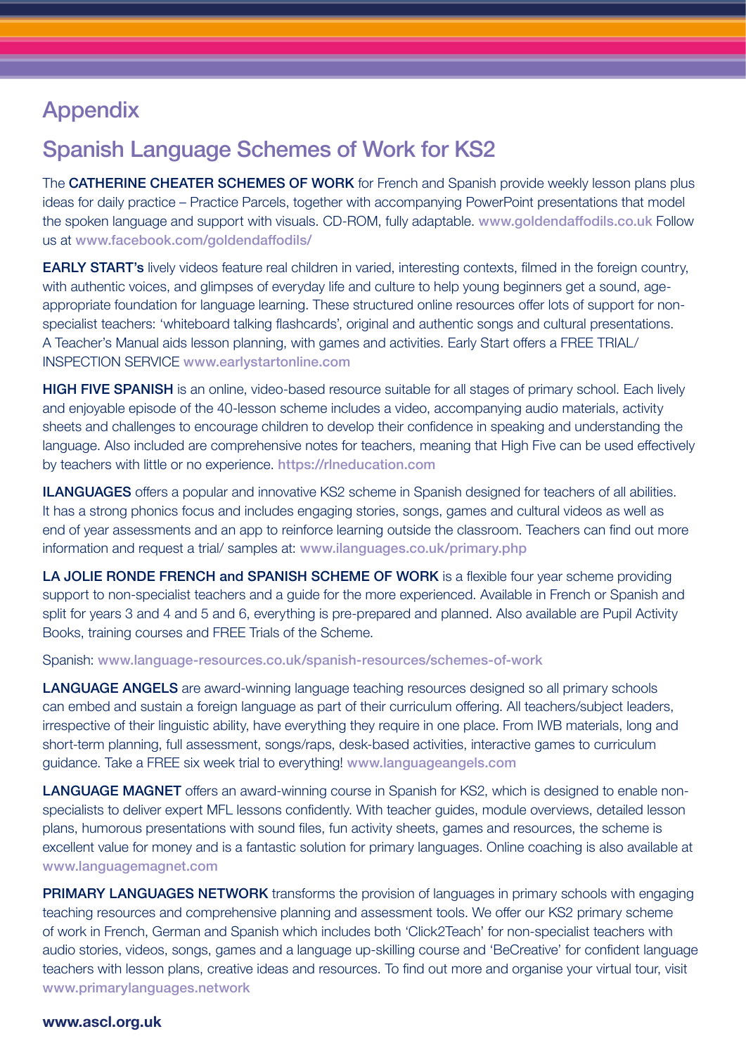# Appendix

## Spanish Language Schemes of Work for KS2

The **CATHERINE CHEATER SCHEMES OF WORK** for French and Spanish provide weekly lesson plans plus ideas for daily practice – Practice Parcels, together with accompanying PowerPoint presentations that model the spoken language and support with visuals. CD-ROM, fully adaptable. www.goldendaffodils.co.uk Follow us at www.facebook.com/goldendaffodils/

**EARLY START's** lively videos feature real children in varied, interesting contexts, filmed in the foreign country, with authentic voices, and glimpses of everyday life and culture to help young beginners get a sound, age-appropriate foundation for language learning. These structured online resources offer lots of support for non-specialist teachers: 'whiteboard talking flashcards', original and authentic songs and cultural presentations. A Teacher's Manual aids lesson planning, with games and activities. Early Start offers a FREE TRIAL/ INSPECTION SERVICE www.earlystartonline.com

**HIGH FIVE SPANISH** is an online, video-based resource suitable for all stages of primary school. Each lively and enjoyable episode of the 40-lesson scheme includes a video, accompanying audio materials, activity sheets and challenges to encourage children to develop their confidence in speaking and understanding the language. Also included are comprehensive notes for teachers, meaning that High Five can be used effectively by teachers with little or no experience. https://rlneducation.com

**ILANGUAGES** offers a popular and innovative KS2 scheme in Spanish designed for teachers of all abilities. It has a strong phonics focus and includes engaging stories, songs, games and cultural videos as well as end of year assessments and an app to reinforce learning outside the classroom. Teachers can find out more information and request a trial/ samples at: www.ilanguages.co.uk/primary.php

**LA JOLIE RONDE FRENCH and SPANISH SCHEME OF WORK** is a flexible four year scheme providing support to non-specialist teachers and a guide for the more experienced. Available in French or Spanish and split for years 3 and 4 and 5 and 6, everything is pre-prepared and planned. Also available are Pupil Activity Books, training courses and FREE Trials of the Scheme.

Spanish: www.language-resources.co.uk/spanish-resources/schemes-of-work

**LANGUAGE ANGELS** are award-winning language teaching resources designed so all primary schools can embed and sustain a foreign language as part of their curriculum offering. All teachers/subject leaders, irrespective of their linguistic ability, have everything they require in one place. From IWB materials, long and short-term planning, full assessment, songs/raps, desk-based activities, interactive games to curriculum guidance. Take a FREE six week trial to everything! www.languageangels.com

**LANGUAGE MAGNET** offers an award-winning course in Spanish for KS2, which is designed to enable non-specialists to deliver expert MFL lessons confidently. With teacher guides, module overviews, detailed lesson plans, humorous presentations with sound files, fun activity sheets, games and resources, the scheme is excellent value for money and is a fantastic solution for primary languages. Online coaching is also available at www.languagemagnet.com

**PRIMARY LANGUAGES NETWORK** transforms the provision of languages in primary schools with engaging teaching resources and comprehensive planning and assessment tools. We offer our KS2 primary scheme of work in French, German and Spanish which includes both 'Click2Teach' for non-specialist teachers with audio stories, videos, songs, games and a language up-skilling course and 'BeCreative' for confident language teachers with lesson plans, creative ideas and resources. To find out more and organise your virtual tour, visit www.primarylanguages.network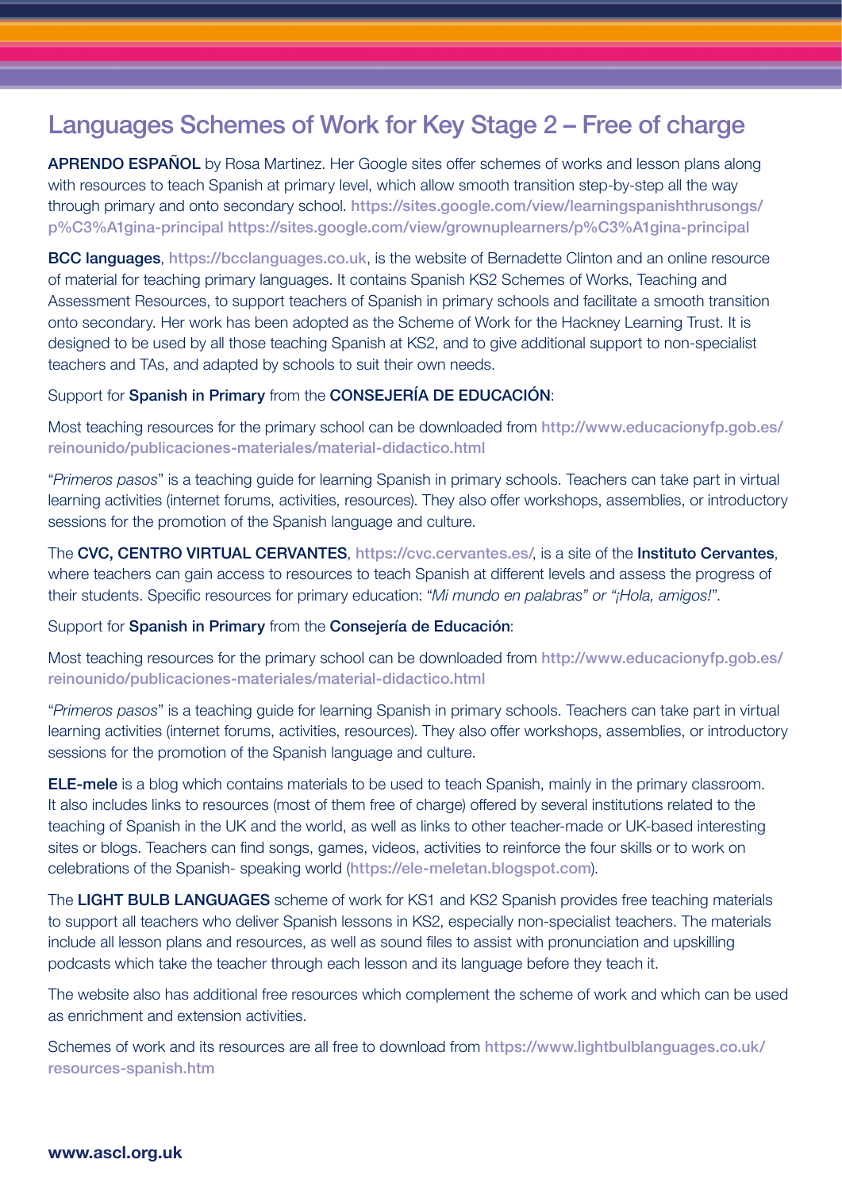## Languages Schemes of Work for Key Stage 2 – Free of charge

**APRENDO ESPAÑOL** by Rosa Martinez. Her Google sites offer schemes of works and lesson plans along with resources to teach Spanish at primary level, which allow smooth transition step-by-step all the way through primary and onto secondary school. https://sites.google.com/view/learningspanishthrusongs/p%C3%A1gina-principal https://sites.google.com/view/grownuplearners/p%C3%A1gina-principal

**BCC languages**, https://bcclanguages.co.uk, is the website of Bernadette Clinton and an online resource of material for teaching primary languages. It contains Spanish KS2 Schemes of Works, Teaching and Assessment Resources, to support teachers of Spanish in primary schools and facilitate a smooth transition onto secondary. Her work has been adopted as the Scheme of Work for the Hackney Learning Trust. It is designed to be used by all those teaching Spanish at KS2, and to give additional support to non-specialist teachers and TAs, and adapted by schools to suit their own needs.

Support for **Spanish in Primary** from the **CONSEJERÍA DE EDUCACIÓN**:

Most teaching resources for the primary school can be downloaded from http://www.educacionyfp.gob.es/reinounido/publicaciones-materiales/material-didactico.html

"*Primeros pasos*" is a teaching guide for learning Spanish in primary schools. Teachers can take part in virtual learning activities (internet forums, activities, resources). They also offer workshops, assemblies, or introductory sessions for the promotion of the Spanish language and culture.

The **CVC, CENTRO VIRTUAL CERVANTES**, https://cvc.cervantes.es/, is a site of the **Instituto Cervantes**, where teachers can gain access to resources to teach Spanish at different levels and assess the progress of their students. Specific resources for primary education: "*Mi mundo en palabras" or "¡Hola, amigos!*".

Support for **Spanish in Primary** from the **Consejería de Educación**:

Most teaching resources for the primary school can be downloaded from http://www.educacionyfp.gob.es/reinounido/publicaciones-materiales/material-didactico.html

"*Primeros pasos*" is a teaching guide for learning Spanish in primary schools. Teachers can take part in virtual learning activities (internet forums, activities, resources). They also offer workshops, assemblies, or introductory sessions for the promotion of the Spanish language and culture.

**ELE-mele** is a blog which contains materials to be used to teach Spanish, mainly in the primary classroom. It also includes links to resources (most of them free of charge) offered by several institutions related to the teaching of Spanish in the UK and the world, as well as links to other teacher-made or UK-based interesting sites or blogs. Teachers can find songs, games, videos, activities to reinforce the four skills or to work on celebrations of the Spanish- speaking world (https://ele-meletan.blogspot.com).

The **LIGHT BULB LANGUAGES** scheme of work for KS1 and KS2 Spanish provides free teaching materials to support all teachers who deliver Spanish lessons in KS2, especially non-specialist teachers. The materials include all lesson plans and resources, as well as sound files to assist with pronunciation and upskilling podcasts which take the teacher through each lesson and its language before they teach it.

The website also has additional free resources which complement the scheme of work and which can be used as enrichment and extension activities.

Schemes of work and its resources are all free to download from https://www.lightbulblanguages.co.uk/resources-spanish.htm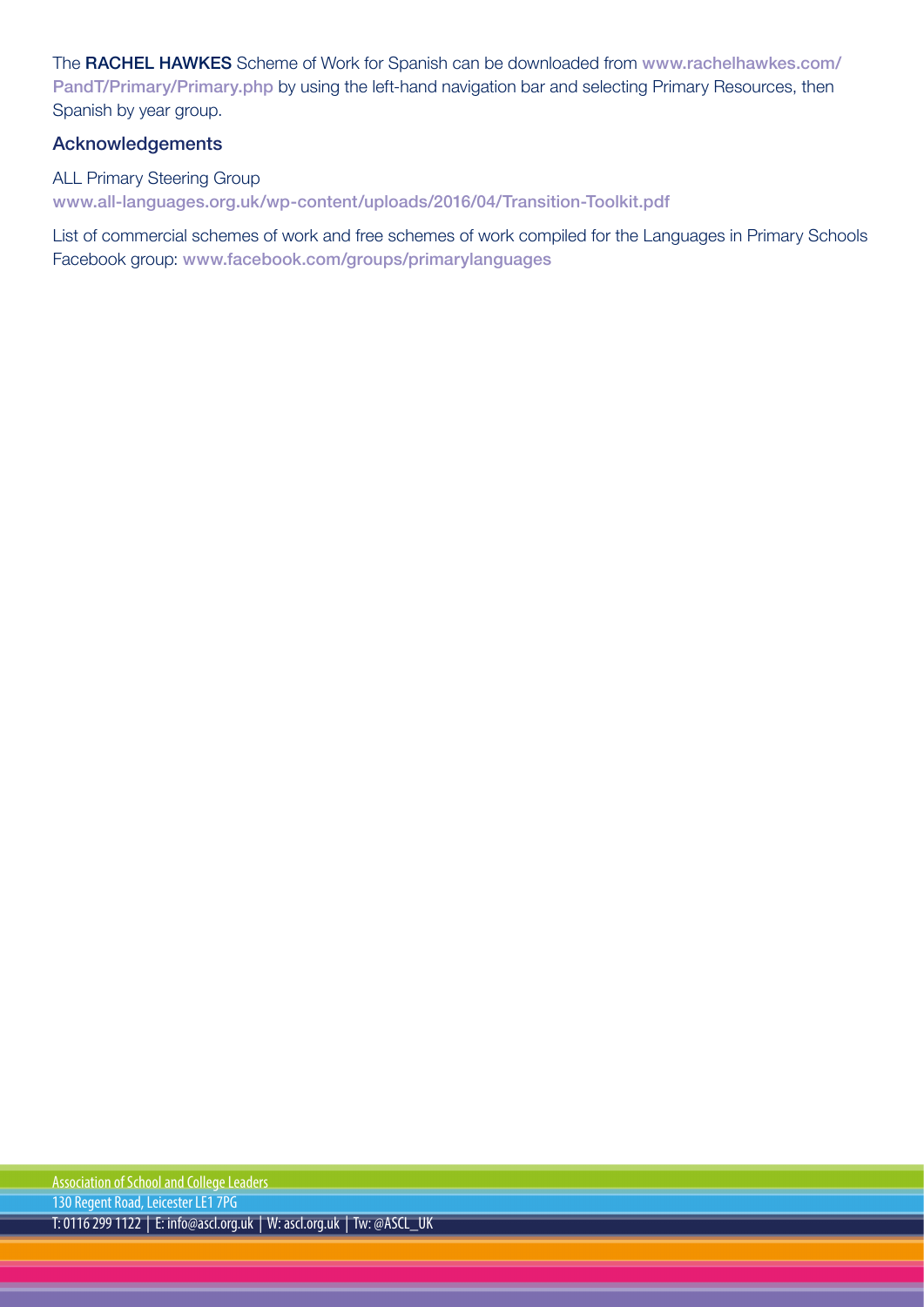The **RACHEL HAWKES** Scheme of Work for Spanish can be downloaded from www.rachelhawkes.com/PandT/Primary/Primary.php by using the left-hand navigation bar and selecting Primary Resources, then Spanish by year group.

### Acknowledgements

ALL Primary Steering Group
www.all-languages.org.uk/wp-content/uploads/2016/04/Transition-Toolkit.pdf

List of commercial schemes of work and free schemes of work compiled for the Languages in Primary Schools Facebook group: www.facebook.com/groups/primarylanguages

Association of School and College Leaders
130 Regent Road, Leicester LE1 7PG
T: 0116 299 1122 | E: info@ascl.org.uk | W: ascl.org.uk | Tw: @ASCL_UK